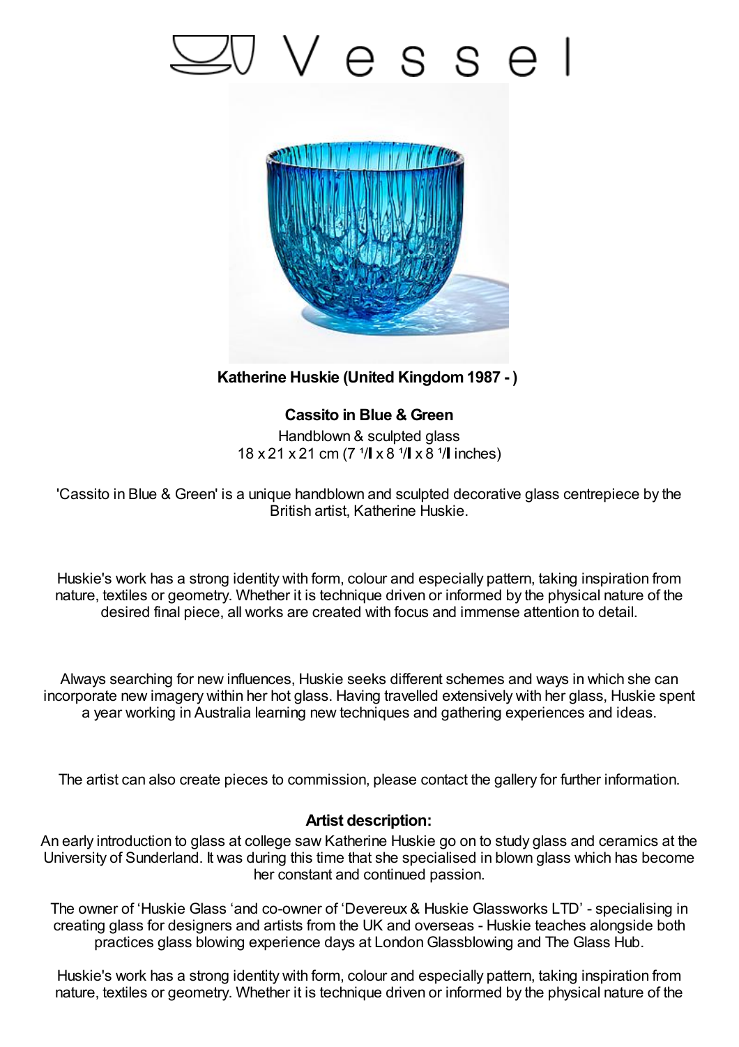# Vessel

**Katherine Huskie (United Kingdom 1987 - )**

**Cassito in Blue & Green**

Handblown & sculpted glass

18 x 21 x 21 cm (7 ¹/ x 8 ¹/ x 8 ¹/ inches)

'Cassito in Blue & Green' is a unique handblown and sculpted decorative glass centrepiece by the British artist, Katherine Huskie.

Huskie's work has a strong identity with form, colour and especially pattern, taking inspiration from nature, textiles or geometry. Whether it is technique driven or informed by the physical nature of the desired final piece, all works are created with focus and immense attention to detail.

Always searching for new influences, Huskie seeks different schemes and ways in which she can incorporate new imagery within her hot glass. Having travelled extensively with her glass, Huskie spent a year working in Australia learning new techniques and gathering experiences and ideas.

The artist can also create pieces to commission, please contact the gallery for further information.

**Artist description:**

An early introduction to glass at college saw Katherine Huskie go on to study glass and ceramics at the University of Sunderland. It was during this time that she specialised in blown glass which has become her constant and continued passion.

The owner of 'Huskie Glass 'and co-owner of 'Devereux & Huskie Glassworks LTD' - specialising in creating glass for designers and artists from the UK and overseas - Huskie teaches alongside both practices glass blowing experience days at London Glassblowing and The Glass Hub.

Huskie's work has a strong identity with form, colour and especially pattern, taking inspiration from nature, textiles or geometry. Whether it is technique driven or informed by the physical nature of the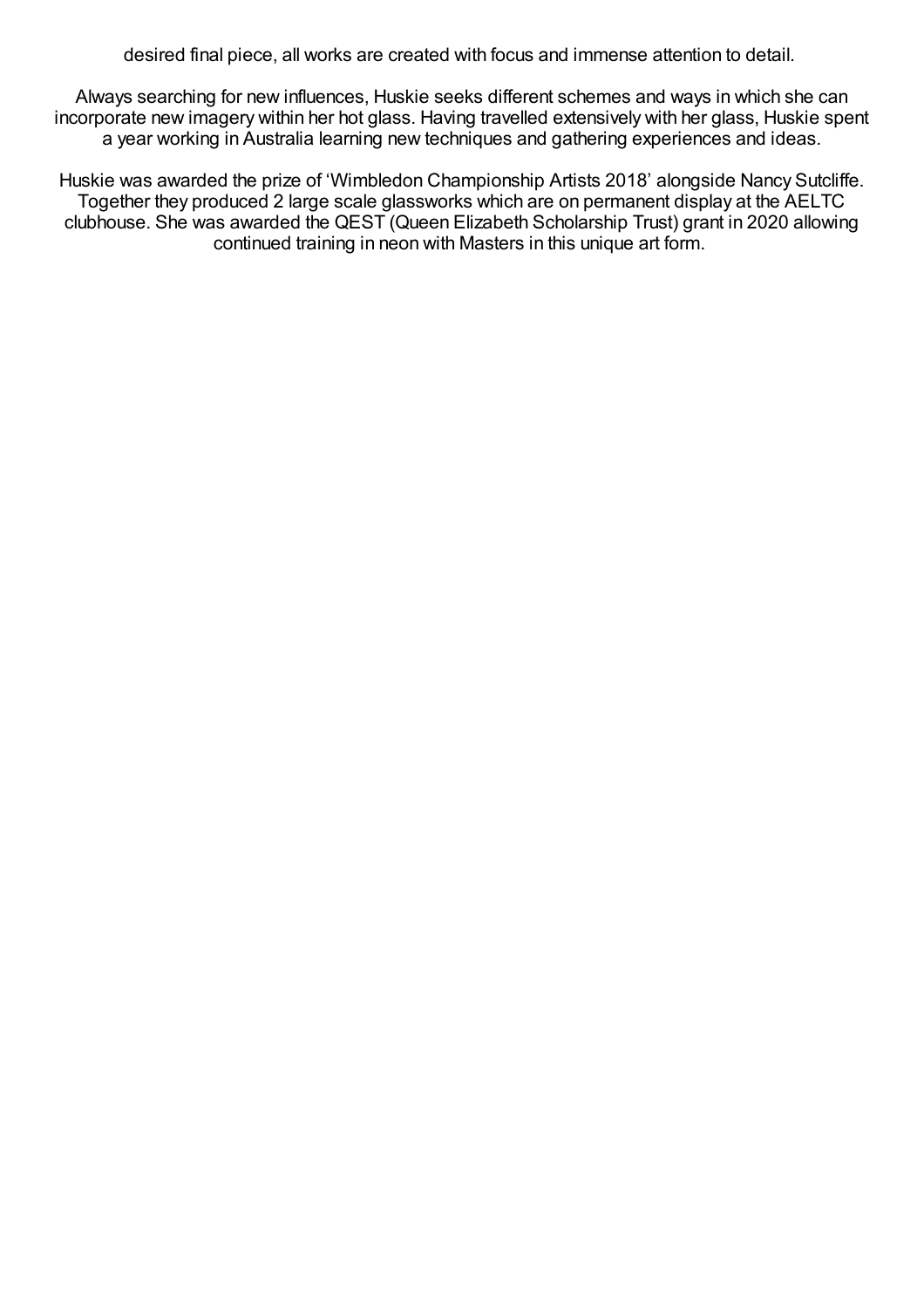desired final piece, all works are created with focus and immense attention to detail.

Always searching for new influences, Huskie seeks different schemes and ways in which she can incorporate new imagery within her hot glass. Having travelled extensively with her glass, Huskie spent a year working in Australia learning new techniques and gathering experiences and ideas.

Huskie was awarded the prize of 'Wimbledon Championship Artists 2018' alongside Nancy Sutcliffe. Together they produced 2 large scale glassworks which are on permanent display at the AELTC clubhouse. She was awarded the QEST (Queen Elizabeth Scholarship Trust) grant in 2020 allowing continued training in neon with Masters in this unique art form.